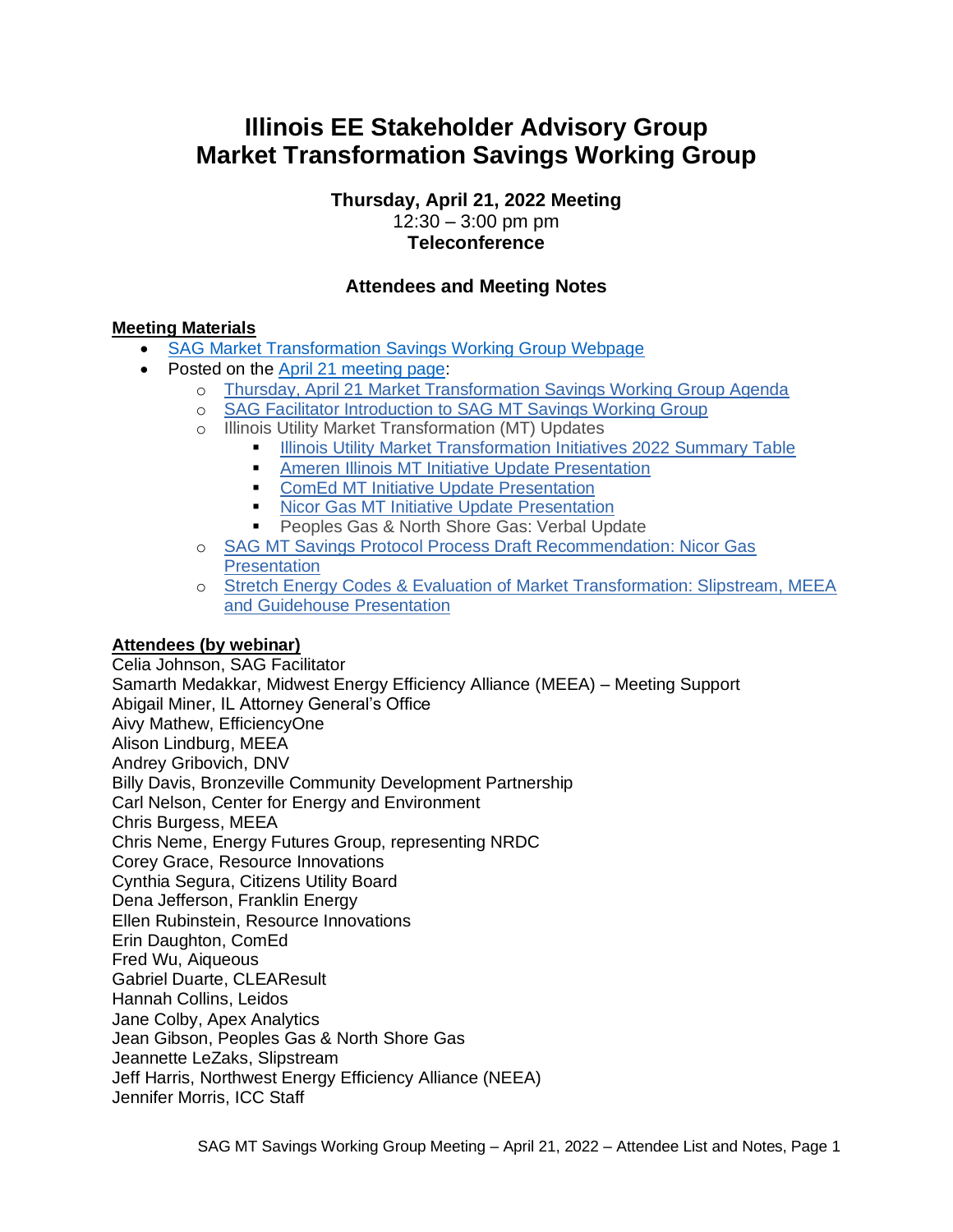# Illinois EE Stakeholder Advisory Group
# Market Transformation Savings Working Group

**Thursday, April 21, 2022 Meeting**
12:30 – 3:00 pm pm
**Teleconference**

## Attendees and Meeting Notes

**Meeting Materials**

- SAG Market Transformation Savings Working Group Webpage
- Posted on the April 21 meeting page:
  - Thursday, April 21 Market Transformation Savings Working Group Agenda
  - SAG Facilitator Introduction to SAG MT Savings Working Group
  - Illinois Utility Market Transformation (MT) Updates
    - Illinois Utility Market Transformation Initiatives 2022 Summary Table
    - Ameren Illinois MT Initiative Update Presentation
    - ComEd MT Initiative Update Presentation
    - Nicor Gas MT Initiative Update Presentation
    - Peoples Gas & North Shore Gas: Verbal Update
  - SAG MT Savings Protocol Process Draft Recommendation: Nicor Gas Presentation
  - Stretch Energy Codes & Evaluation of Market Transformation: Slipstream, MEEA and Guidehouse Presentation

**Attendees (by webinar)**

Celia Johnson, SAG Facilitator
Samarth Medakkar, Midwest Energy Efficiency Alliance (MEEA) – Meeting Support
Abigail Miner, IL Attorney General's Office
Aivy Mathew, EfficiencyOne
Alison Lindburg, MEEA
Andrey Gribovich, DNV
Billy Davis, Bronzeville Community Development Partnership
Carl Nelson, Center for Energy and Environment
Chris Burgess, MEEA
Chris Neme, Energy Futures Group, representing NRDC
Corey Grace, Resource Innovations
Cynthia Segura, Citizens Utility Board
Dena Jefferson, Franklin Energy
Ellen Rubinstein, Resource Innovations
Erin Daughton, ComEd
Fred Wu, Aiqueous
Gabriel Duarte, CLEAResult
Hannah Collins, Leidos
Jane Colby, Apex Analytics
Jean Gibson, Peoples Gas & North Shore Gas
Jeannette LeZaks, Slipstream
Jeff Harris, Northwest Energy Efficiency Alliance (NEEA)
Jennifer Morris, ICC Staff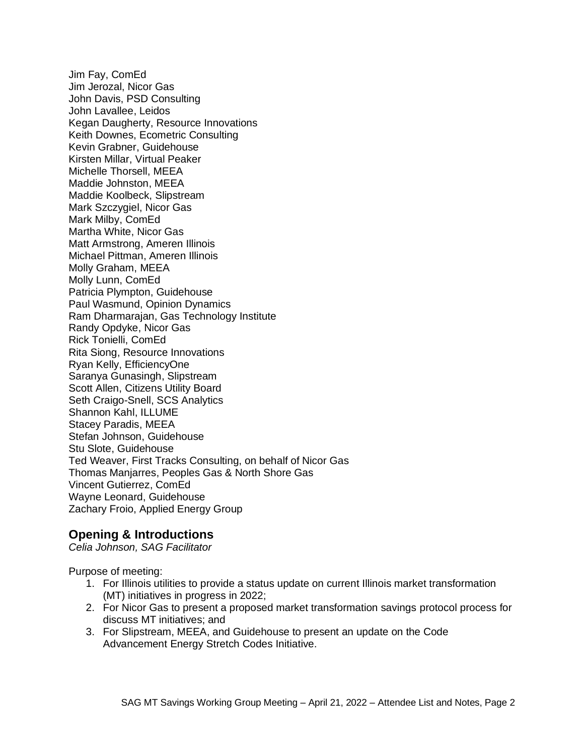Jim Fay, ComEd
Jim Jerozal, Nicor Gas
John Davis, PSD Consulting
John Lavallee, Leidos
Kegan Daugherty, Resource Innovations
Keith Downes, Ecometric Consulting
Kevin Grabner, Guidehouse
Kirsten Millar, Virtual Peaker
Michelle Thorsell, MEEA
Maddie Johnston, MEEA
Maddie Koolbeck, Slipstream
Mark Szczygiel, Nicor Gas
Mark Milby, ComEd
Martha White, Nicor Gas
Matt Armstrong, Ameren Illinois
Michael Pittman, Ameren Illinois
Molly Graham, MEEA
Molly Lunn, ComEd
Patricia Plympton, Guidehouse
Paul Wasmund, Opinion Dynamics
Ram Dharmarajan, Gas Technology Institute
Randy Opdyke, Nicor Gas
Rick Tonielli, ComEd
Rita Siong, Resource Innovations
Ryan Kelly, EfficiencyOne
Saranya Gunasingh, Slipstream
Scott Allen, Citizens Utility Board
Seth Craigo-Snell, SCS Analytics
Shannon Kahl, ILLUME
Stacey Paradis, MEEA
Stefan Johnson, Guidehouse
Stu Slote, Guidehouse
Ted Weaver, First Tracks Consulting, on behalf of Nicor Gas
Thomas Manjarres, Peoples Gas & North Shore Gas
Vincent Gutierrez, ComEd
Wayne Leonard, Guidehouse
Zachary Froio, Applied Energy Group

## Opening & Introductions

*Celia Johnson, SAG Facilitator*

Purpose of meeting:

1. For Illinois utilities to provide a status update on current Illinois market transformation (MT) initiatives in progress in 2022;
2. For Nicor Gas to present a proposed market transformation savings protocol process for discuss MT initiatives; and
3. For Slipstream, MEEA, and Guidehouse to present an update on the Code Advancement Energy Stretch Codes Initiative.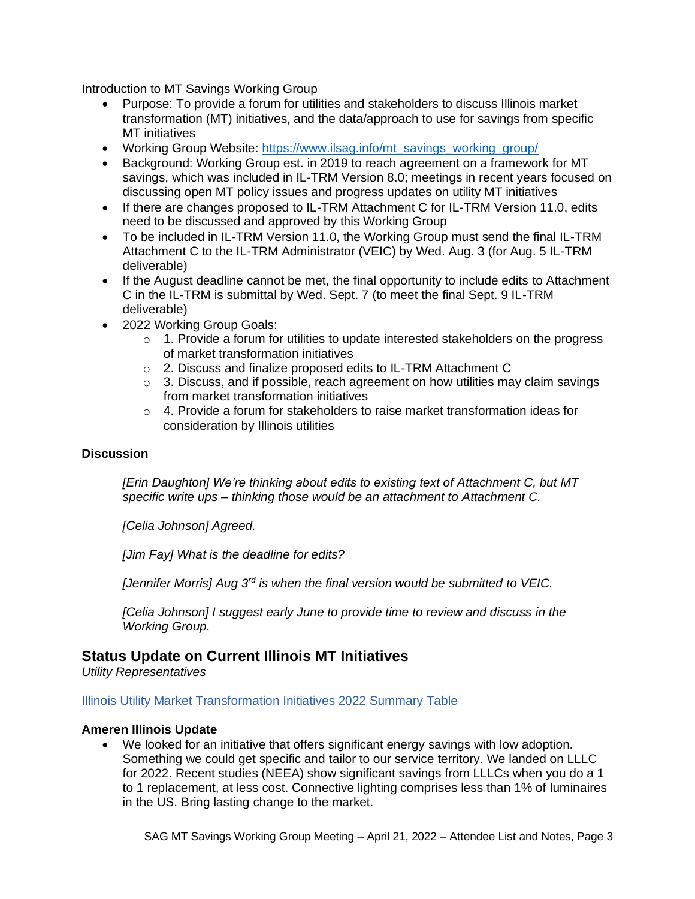Introduction to MT Savings Working Group

- Purpose: To provide a forum for utilities and stakeholders to discuss Illinois market transformation (MT) initiatives, and the data/approach to use for savings from specific MT initiatives
- Working Group Website: [https://www.ilsag.info/mt_savings_working_group/](https://www.ilsag.info/mt_savings_working_group/)
- Background: Working Group est. in 2019 to reach agreement on a framework for MT savings, which was included in IL-TRM Version 8.0; meetings in recent years focused on discussing open MT policy issues and progress updates on utility MT initiatives
- If there are changes proposed to IL-TRM Attachment C for IL-TRM Version 11.0, edits need to be discussed and approved by this Working Group
- To be included in IL-TRM Version 11.0, the Working Group must send the final IL-TRM Attachment C to the IL-TRM Administrator (VEIC) by Wed. Aug. 3 (for Aug. 5 IL-TRM deliverable)
- If the August deadline cannot be met, the final opportunity to include edits to Attachment C in the IL-TRM is submittal by Wed. Sept. 7 (to meet the final Sept. 9 IL-TRM deliverable)
- 2022 Working Group Goals:
  - 1. Provide a forum for utilities to update interested stakeholders on the progress of market transformation initiatives
  - 2. Discuss and finalize proposed edits to IL-TRM Attachment C
  - 3. Discuss, and if possible, reach agreement on how utilities may claim savings from market transformation initiatives
  - 4. Provide a forum for stakeholders to raise market transformation ideas for consideration by Illinois utilities

**Discussion**

*[Erin Daughton] We're thinking about edits to existing text of Attachment C, but MT specific write ups – thinking those would be an attachment to Attachment C.*

*[Celia Johnson] Agreed.*

*[Jim Fay] What is the deadline for edits?*

*[Jennifer Morris] Aug 3rd is when the final version would be submitted to VEIC.*

*[Celia Johnson] I suggest early June to provide time to review and discuss in the Working Group.*

## Status Update on Current Illinois MT Initiatives

*Utility Representatives*

[Illinois Utility Market Transformation Initiatives 2022 Summary Table]()

**Ameren Illinois Update**

- We looked for an initiative that offers significant energy savings with low adoption. Something we could get specific and tailor to our service territory. We landed on LLLC for 2022. Recent studies (NEEA) show significant savings from LLLCs when you do a 1 to 1 replacement, at less cost. Connective lighting comprises less than 1% of luminaires in the US. Bring lasting change to the market.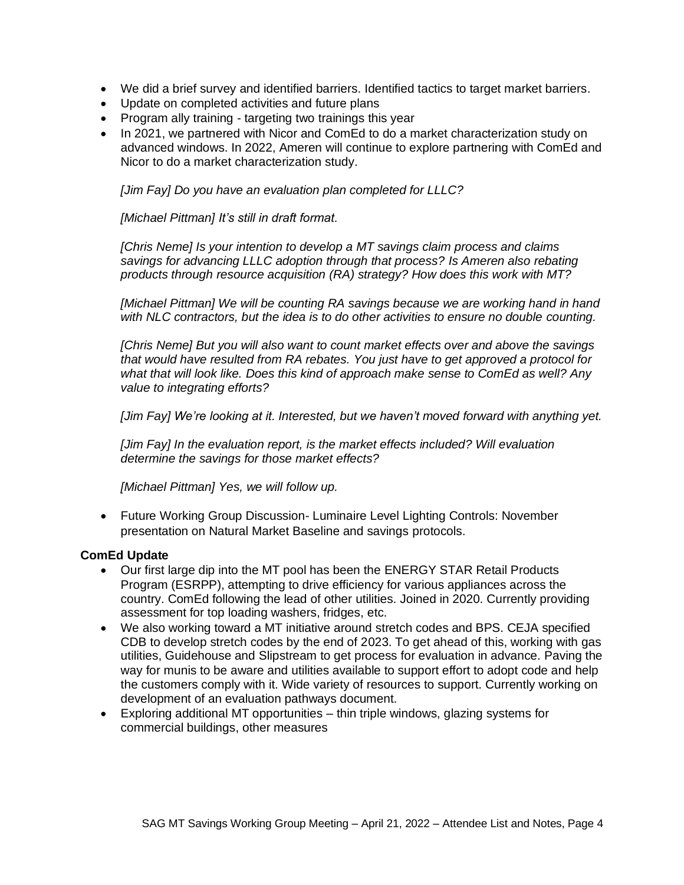- We did a brief survey and identified barriers. Identified tactics to target market barriers.
- Update on completed activities and future plans
- Program ally training - targeting two trainings this year
- In 2021, we partnered with Nicor and ComEd to do a market characterization study on advanced windows. In 2022, Ameren will continue to explore partnering with ComEd and Nicor to do a market characterization study.

  *[Jim Fay] Do you have an evaluation plan completed for LLLC?*

  *[Michael Pittman] It's still in draft format.*

  *[Chris Neme] Is your intention to develop a MT savings claim process and claims savings for advancing LLLC adoption through that process? Is Ameren also rebating products through resource acquisition (RA) strategy? How does this work with MT?*

  *[Michael Pittman] We will be counting RA savings because we are working hand in hand with NLC contractors, but the idea is to do other activities to ensure no double counting.*

  *[Chris Neme] But you will also want to count market effects over and above the savings that would have resulted from RA rebates. You just have to get approved a protocol for what that will look like. Does this kind of approach make sense to ComEd as well? Any value to integrating efforts?*

  *[Jim Fay] We're looking at it. Interested, but we haven't moved forward with anything yet.*

  *[Jim Fay] In the evaluation report, is the market effects included? Will evaluation determine the savings for those market effects?*

  *[Michael Pittman] Yes, we will follow up.*

- Future Working Group Discussion- Luminaire Level Lighting Controls: November presentation on Natural Market Baseline and savings protocols.

**ComEd Update**

- Our first large dip into the MT pool has been the ENERGY STAR Retail Products Program (ESRPP), attempting to drive efficiency for various appliances across the country. ComEd following the lead of other utilities. Joined in 2020. Currently providing assessment for top loading washers, fridges, etc.
- We also working toward a MT initiative around stretch codes and BPS. CEJA specified CDB to develop stretch codes by the end of 2023. To get ahead of this, working with gas utilities, Guidehouse and Slipstream to get process for evaluation in advance. Paving the way for munis to be aware and utilities available to support effort to adopt code and help the customers comply with it. Wide variety of resources to support. Currently working on development of an evaluation pathways document.
- Exploring additional MT opportunities – thin triple windows, glazing systems for commercial buildings, other measures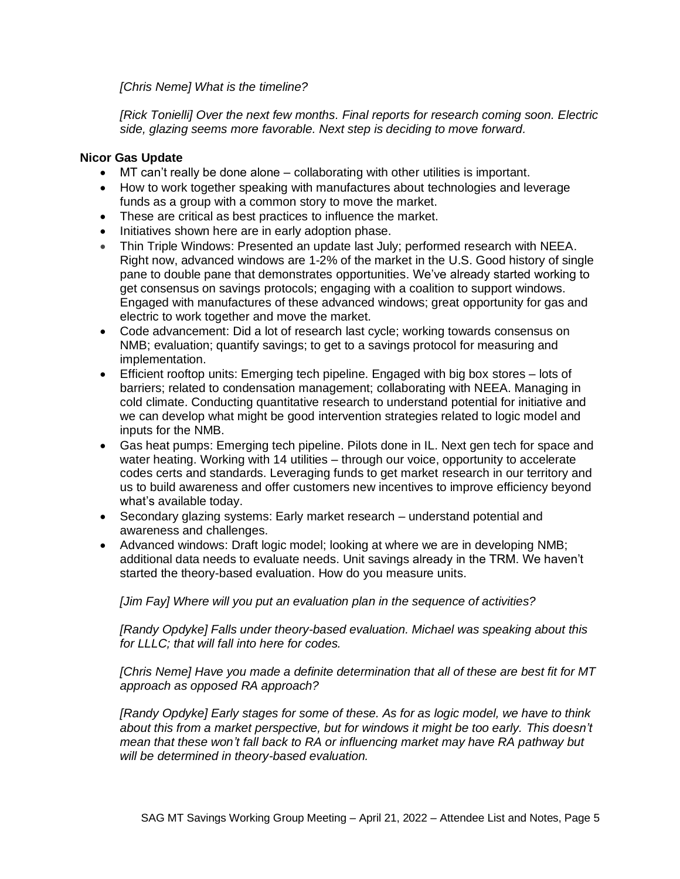*[Chris Neme] What is the timeline?*

*[Rick Tonielli] Over the next few months. Final reports for research coming soon. Electric side, glazing seems more favorable. Next step is deciding to move forward.*

**Nicor Gas Update**

- MT can't really be done alone – collaborating with other utilities is important.
- How to work together speaking with manufactures about technologies and leverage funds as a group with a common story to move the market.
- These are critical as best practices to influence the market.
- Initiatives shown here are in early adoption phase.
- Thin Triple Windows: Presented an update last July; performed research with NEEA. Right now, advanced windows are 1-2% of the market in the U.S. Good history of single pane to double pane that demonstrates opportunities. We've already started working to get consensus on savings protocols; engaging with a coalition to support windows. Engaged with manufactures of these advanced windows; great opportunity for gas and electric to work together and move the market.
- Code advancement: Did a lot of research last cycle; working towards consensus on NMB; evaluation; quantify savings; to get to a savings protocol for measuring and implementation.
- Efficient rooftop units: Emerging tech pipeline. Engaged with big box stores – lots of barriers; related to condensation management; collaborating with NEEA. Managing in cold climate. Conducting quantitative research to understand potential for initiative and we can develop what might be good intervention strategies related to logic model and inputs for the NMB.
- Gas heat pumps: Emerging tech pipeline. Pilots done in IL. Next gen tech for space and water heating. Working with 14 utilities – through our voice, opportunity to accelerate codes certs and standards. Leveraging funds to get market research in our territory and us to build awareness and offer customers new incentives to improve efficiency beyond what's available today.
- Secondary glazing systems: Early market research – understand potential and awareness and challenges.
- Advanced windows: Draft logic model; looking at where we are in developing NMB; additional data needs to evaluate needs. Unit savings already in the TRM. We haven't started the theory-based evaluation. How do you measure units.

*[Jim Fay] Where will you put an evaluation plan in the sequence of activities?*

*[Randy Opdyke] Falls under theory-based evaluation. Michael was speaking about this for LLLC; that will fall into here for codes.*

*[Chris Neme] Have you made a definite determination that all of these are best fit for MT approach as opposed RA approach?*

*[Randy Opdyke] Early stages for some of these. As for as logic model, we have to think about this from a market perspective, but for windows it might be too early. This doesn't mean that these won't fall back to RA or influencing market may have RA pathway but will be determined in theory-based evaluation.*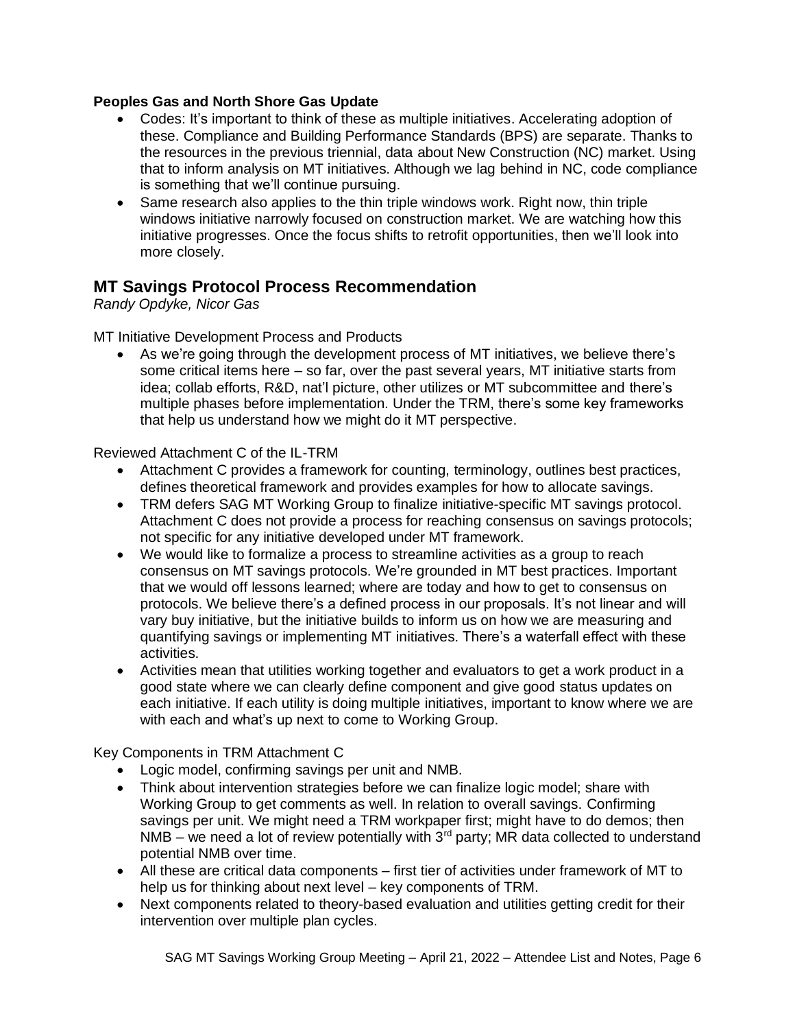**Peoples Gas and North Shore Gas Update**

- Codes: It's important to think of these as multiple initiatives. Accelerating adoption of these. Compliance and Building Performance Standards (BPS) are separate. Thanks to the resources in the previous triennial, data about New Construction (NC) market. Using that to inform analysis on MT initiatives. Although we lag behind in NC, code compliance is something that we'll continue pursuing.
- Same research also applies to the thin triple windows work. Right now, thin triple windows initiative narrowly focused on construction market. We are watching how this initiative progresses. Once the focus shifts to retrofit opportunities, then we'll look into more closely.

## MT Savings Protocol Process Recommendation

*Randy Opdyke, Nicor Gas*

MT Initiative Development Process and Products

- As we're going through the development process of MT initiatives, we believe there's some critical items here – so far, over the past several years, MT initiative starts from idea; collab efforts, R&D, nat'l picture, other utilizes or MT subcommittee and there's multiple phases before implementation. Under the TRM, there's some key frameworks that help us understand how we might do it MT perspective.

Reviewed Attachment C of the IL-TRM

- Attachment C provides a framework for counting, terminology, outlines best practices, defines theoretical framework and provides examples for how to allocate savings.
- TRM defers SAG MT Working Group to finalize initiative-specific MT savings protocol. Attachment C does not provide a process for reaching consensus on savings protocols; not specific for any initiative developed under MT framework.
- We would like to formalize a process to streamline activities as a group to reach consensus on MT savings protocols. We're grounded in MT best practices. Important that we would off lessons learned; where are today and how to get to consensus on protocols. We believe there's a defined process in our proposals. It's not linear and will vary buy initiative, but the initiative builds to inform us on how we are measuring and quantifying savings or implementing MT initiatives. There's a waterfall effect with these activities.
- Activities mean that utilities working together and evaluators to get a work product in a good state where we can clearly define component and give good status updates on each initiative. If each utility is doing multiple initiatives, important to know where we are with each and what's up next to come to Working Group.

Key Components in TRM Attachment C

- Logic model, confirming savings per unit and NMB.
- Think about intervention strategies before we can finalize logic model; share with Working Group to get comments as well. In relation to overall savings. Confirming savings per unit. We might need a TRM workpaper first; might have to do demos; then NMB – we need a lot of review potentially with 3rd party; MR data collected to understand potential NMB over time.
- All these are critical data components – first tier of activities under framework of MT to help us for thinking about next level – key components of TRM.
- Next components related to theory-based evaluation and utilities getting credit for their intervention over multiple plan cycles.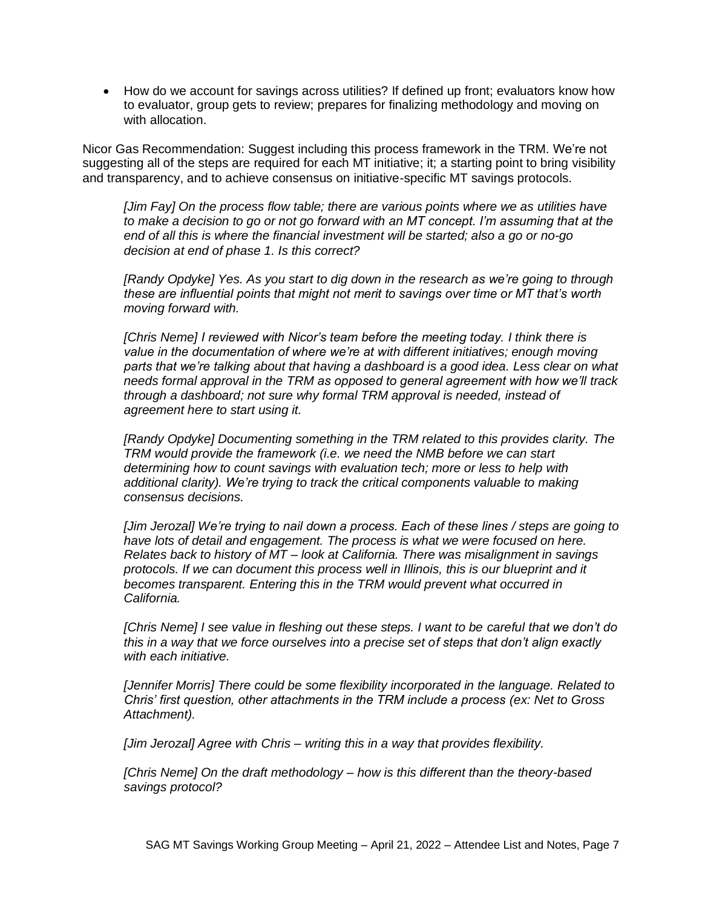- How do we account for savings across utilities? If defined up front; evaluators know how to evaluator, group gets to review; prepares for finalizing methodology and moving on with allocation.

Nicor Gas Recommendation: Suggest including this process framework in the TRM. We're not suggesting all of the steps are required for each MT initiative; it; a starting point to bring visibility and transparency, and to achieve consensus on initiative-specific MT savings protocols.

*[Jim Fay] On the process flow table; there are various points where we as utilities have to make a decision to go or not go forward with an MT concept. I'm assuming that at the end of all this is where the financial investment will be started; also a go or no-go decision at end of phase 1. Is this correct?*

*[Randy Opdyke] Yes. As you start to dig down in the research as we're going to through these are influential points that might not merit to savings over time or MT that's worth moving forward with.*

*[Chris Neme] I reviewed with Nicor's team before the meeting today. I think there is value in the documentation of where we're at with different initiatives; enough moving parts that we're talking about that having a dashboard is a good idea. Less clear on what needs formal approval in the TRM as opposed to general agreement with how we'll track through a dashboard; not sure why formal TRM approval is needed, instead of agreement here to start using it.*

*[Randy Opdyke] Documenting something in the TRM related to this provides clarity. The TRM would provide the framework (i.e. we need the NMB before we can start determining how to count savings with evaluation tech; more or less to help with additional clarity). We're trying to track the critical components valuable to making consensus decisions.*

*[Jim Jerozal] We're trying to nail down a process. Each of these lines / steps are going to have lots of detail and engagement. The process is what we were focused on here. Relates back to history of MT – look at California. There was misalignment in savings protocols. If we can document this process well in Illinois, this is our blueprint and it becomes transparent. Entering this in the TRM would prevent what occurred in California.*

*[Chris Neme] I see value in fleshing out these steps. I want to be careful that we don't do this in a way that we force ourselves into a precise set of steps that don't align exactly with each initiative.*

*[Jennifer Morris] There could be some flexibility incorporated in the language. Related to Chris' first question, other attachments in the TRM include a process (ex: Net to Gross Attachment).*

*[Jim Jerozal] Agree with Chris – writing this in a way that provides flexibility.*

*[Chris Neme] On the draft methodology – how is this different than the theory-based savings protocol?*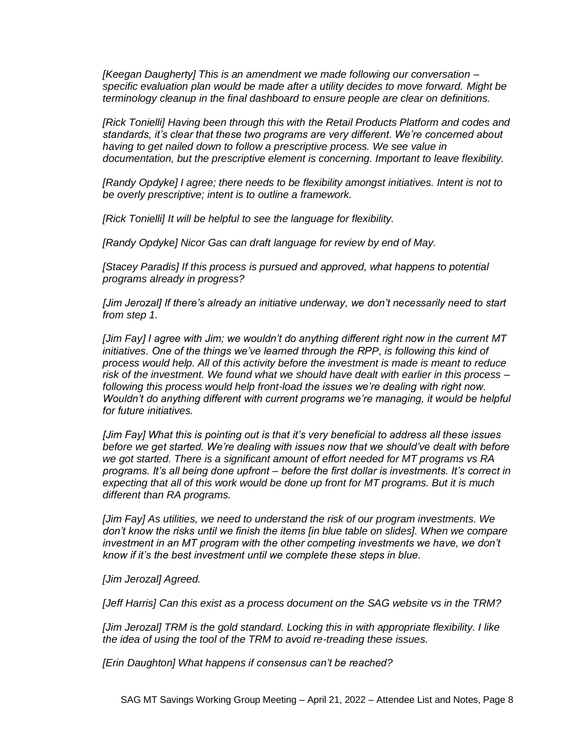*[Keegan Daugherty] This is an amendment we made following our conversation – specific evaluation plan would be made after a utility decides to move forward. Might be terminology cleanup in the final dashboard to ensure people are clear on definitions.*

*[Rick Tonielli] Having been through this with the Retail Products Platform and codes and standards, it's clear that these two programs are very different. We're concerned about having to get nailed down to follow a prescriptive process. We see value in documentation, but the prescriptive element is concerning. Important to leave flexibility.*

*[Randy Opdyke] I agree; there needs to be flexibility amongst initiatives. Intent is not to be overly prescriptive; intent is to outline a framework.*

*[Rick Tonielli] It will be helpful to see the language for flexibility.*

*[Randy Opdyke] Nicor Gas can draft language for review by end of May.*

*[Stacey Paradis] If this process is pursued and approved, what happens to potential programs already in progress?*

*[Jim Jerozal] If there's already an initiative underway, we don't necessarily need to start from step 1.*

*[Jim Fay] I agree with Jim; we wouldn't do anything different right now in the current MT initiatives. One of the things we've learned through the RPP, is following this kind of process would help. All of this activity before the investment is made is meant to reduce risk of the investment. We found what we should have dealt with earlier in this process – following this process would help front-load the issues we're dealing with right now. Wouldn't do anything different with current programs we're managing, it would be helpful for future initiatives.*

*[Jim Fay] What this is pointing out is that it's very beneficial to address all these issues before we get started. We're dealing with issues now that we should've dealt with before we got started. There is a significant amount of effort needed for MT programs vs RA programs. It's all being done upfront – before the first dollar is investments. It's correct in expecting that all of this work would be done up front for MT programs. But it is much different than RA programs.*

*[Jim Fay] As utilities, we need to understand the risk of our program investments. We don't know the risks until we finish the items [in blue table on slides]. When we compare investment in an MT program with the other competing investments we have, we don't know if it's the best investment until we complete these steps in blue.*

*[Jim Jerozal] Agreed.*

*[Jeff Harris] Can this exist as a process document on the SAG website vs in the TRM?*

*[Jim Jerozal] TRM is the gold standard. Locking this in with appropriate flexibility. I like the idea of using the tool of the TRM to avoid re-treading these issues.*

*[Erin Daughton] What happens if consensus can't be reached?*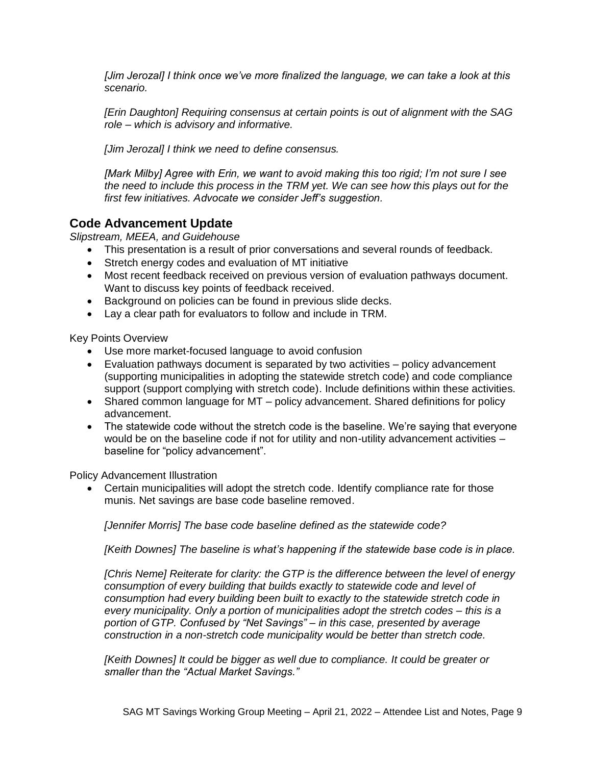*[Jim Jerozal] I think once we've more finalized the language, we can take a look at this scenario.*

*[Erin Daughton] Requiring consensus at certain points is out of alignment with the SAG role – which is advisory and informative.*

*[Jim Jerozal] I think we need to define consensus.*

*[Mark Milby] Agree with Erin, we want to avoid making this too rigid; I'm not sure I see the need to include this process in the TRM yet. We can see how this plays out for the first few initiatives. Advocate we consider Jeff's suggestion.*

## Code Advancement Update

*Slipstream, MEEA, and Guidehouse*

- This presentation is a result of prior conversations and several rounds of feedback.
- Stretch energy codes and evaluation of MT initiative
- Most recent feedback received on previous version of evaluation pathways document. Want to discuss key points of feedback received.
- Background on policies can be found in previous slide decks.
- Lay a clear path for evaluators to follow and include in TRM.

Key Points Overview

- Use more market-focused language to avoid confusion
- Evaluation pathways document is separated by two activities – policy advancement (supporting municipalities in adopting the statewide stretch code) and code compliance support (support complying with stretch code). Include definitions within these activities.
- Shared common language for MT – policy advancement. Shared definitions for policy advancement.
- The statewide code without the stretch code is the baseline. We're saying that everyone would be on the baseline code if not for utility and non-utility advancement activities – baseline for "policy advancement".

Policy Advancement Illustration

- Certain municipalities will adopt the stretch code. Identify compliance rate for those munis. Net savings are base code baseline removed.

*[Jennifer Morris] The base code baseline defined as the statewide code?*

*[Keith Downes] The baseline is what's happening if the statewide base code is in place.*

*[Chris Neme] Reiterate for clarity: the GTP is the difference between the level of energy consumption of every building that builds exactly to statewide code and level of consumption had every building been built to exactly to the statewide stretch code in every municipality. Only a portion of municipalities adopt the stretch codes – this is a portion of GTP. Confused by "Net Savings" – in this case, presented by average construction in a non-stretch code municipality would be better than stretch code.*

*[Keith Downes] It could be bigger as well due to compliance. It could be greater or smaller than the "Actual Market Savings."*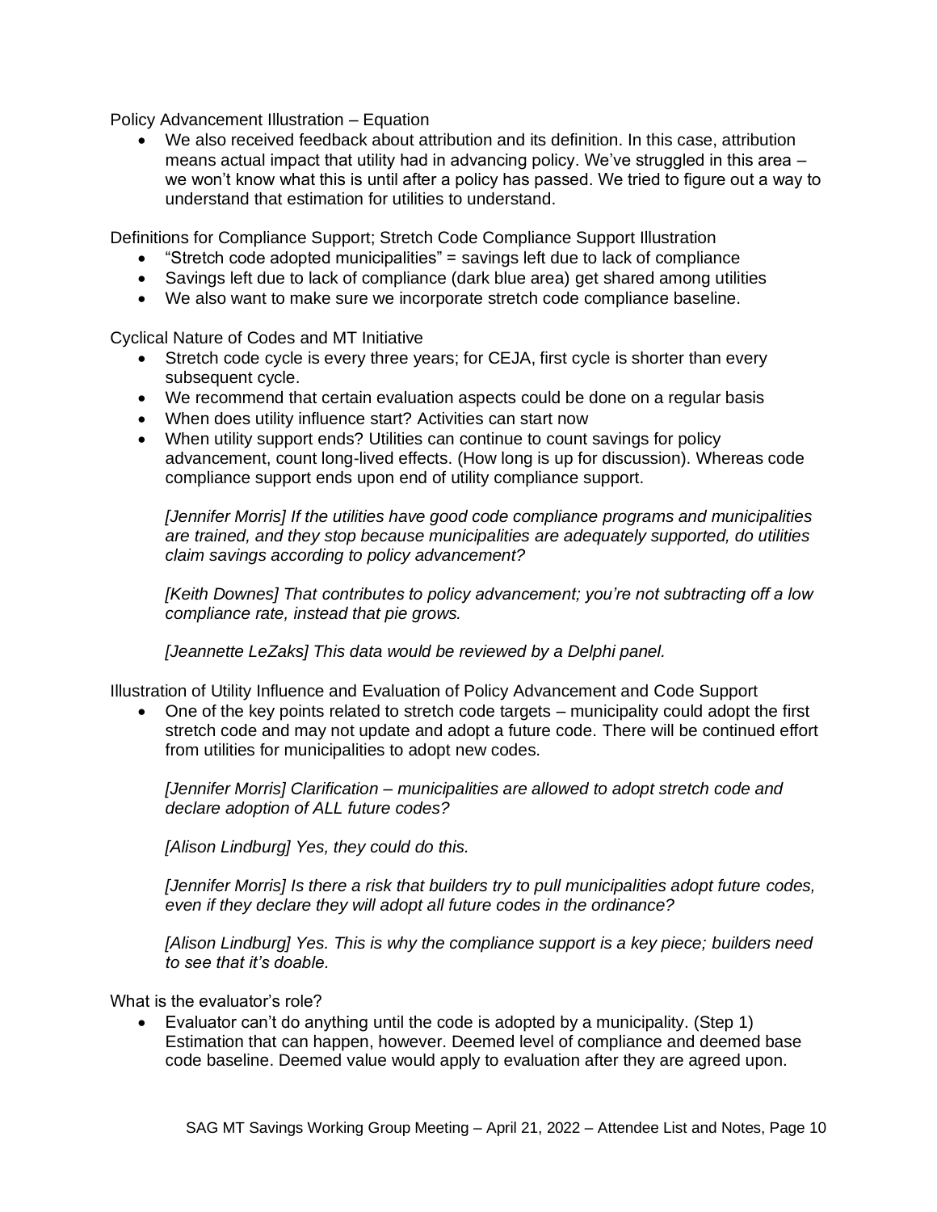Policy Advancement Illustration – Equation

- We also received feedback about attribution and its definition. In this case, attribution means actual impact that utility had in advancing policy. We've struggled in this area – we won't know what this is until after a policy has passed. We tried to figure out a way to understand that estimation for utilities to understand.

Definitions for Compliance Support; Stretch Code Compliance Support Illustration

- "Stretch code adopted municipalities" = savings left due to lack of compliance
- Savings left due to lack of compliance (dark blue area) get shared among utilities
- We also want to make sure we incorporate stretch code compliance baseline.

Cyclical Nature of Codes and MT Initiative

- Stretch code cycle is every three years; for CEJA, first cycle is shorter than every subsequent cycle.
- We recommend that certain evaluation aspects could be done on a regular basis
- When does utility influence start? Activities can start now
- When utility support ends? Utilities can continue to count savings for policy advancement, count long-lived effects. (How long is up for discussion). Whereas code compliance support ends upon end of utility compliance support.

  *[Jennifer Morris] If the utilities have good code compliance programs and municipalities are trained, and they stop because municipalities are adequately supported, do utilities claim savings according to policy advancement?*

  *[Keith Downes] That contributes to policy advancement; you're not subtracting off a low compliance rate, instead that pie grows.*

  *[Jeannette LeZaks] This data would be reviewed by a Delphi panel.*

Illustration of Utility Influence and Evaluation of Policy Advancement and Code Support

- One of the key points related to stretch code targets – municipality could adopt the first stretch code and may not update and adopt a future code. There will be continued effort from utilities for municipalities to adopt new codes.

  *[Jennifer Morris] Clarification – municipalities are allowed to adopt stretch code and declare adoption of ALL future codes?*

  *[Alison Lindburg] Yes, they could do this.*

  *[Jennifer Morris] Is there a risk that builders try to pull municipalities adopt future codes, even if they declare they will adopt all future codes in the ordinance?*

  *[Alison Lindburg] Yes. This is why the compliance support is a key piece; builders need to see that it's doable.*

What is the evaluator's role?

- Evaluator can't do anything until the code is adopted by a municipality. (Step 1) Estimation that can happen, however. Deemed level of compliance and deemed base code baseline. Deemed value would apply to evaluation after they are agreed upon.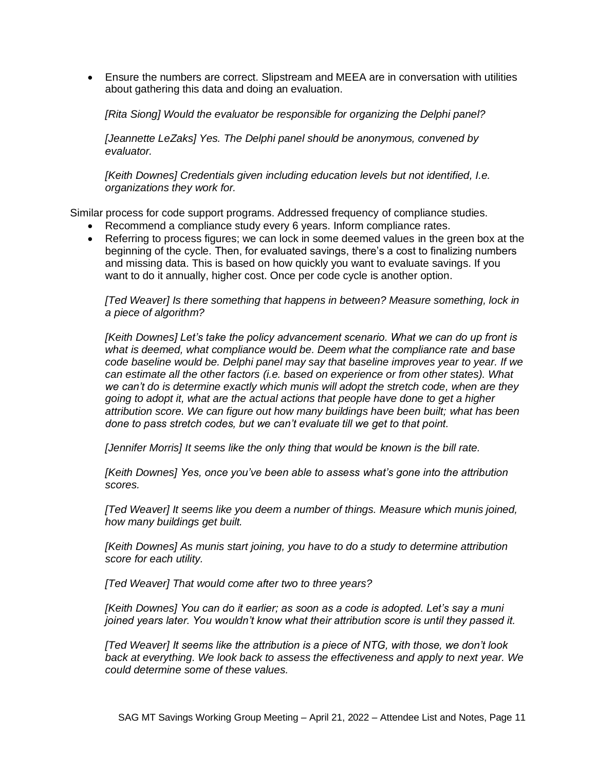- Ensure the numbers are correct. Slipstream and MEEA are in conversation with utilities about gathering this data and doing an evaluation.

  *[Rita Siong] Would the evaluator be responsible for organizing the Delphi panel?*

  *[Jeannette LeZaks] Yes. The Delphi panel should be anonymous, convened by evaluator.*

  *[Keith Downes] Credentials given including education levels but not identified, I.e. organizations they work for.*

Similar process for code support programs. Addressed frequency of compliance studies.

- Recommend a compliance study every 6 years. Inform compliance rates.
- Referring to process figures; we can lock in some deemed values in the green box at the beginning of the cycle. Then, for evaluated savings, there's a cost to finalizing numbers and missing data. This is based on how quickly you want to evaluate savings. If you want to do it annually, higher cost. Once per code cycle is another option.

  *[Ted Weaver] Is there something that happens in between? Measure something, lock in a piece of algorithm?*

  *[Keith Downes] Let's take the policy advancement scenario. What we can do up front is what is deemed, what compliance would be. Deem what the compliance rate and base code baseline would be. Delphi panel may say that baseline improves year to year. If we can estimate all the other factors (i.e. based on experience or from other states). What we can't do is determine exactly which munis will adopt the stretch code, when are they going to adopt it, what are the actual actions that people have done to get a higher attribution score. We can figure out how many buildings have been built; what has been done to pass stretch codes, but we can't evaluate till we get to that point.*

  *[Jennifer Morris] It seems like the only thing that would be known is the bill rate.*

  *[Keith Downes] Yes, once you've been able to assess what's gone into the attribution scores.*

  *[Ted Weaver] It seems like you deem a number of things. Measure which munis joined, how many buildings get built.*

  *[Keith Downes] As munis start joining, you have to do a study to determine attribution score for each utility.*

  *[Ted Weaver] That would come after two to three years?*

  *[Keith Downes] You can do it earlier; as soon as a code is adopted. Let's say a muni joined years later. You wouldn't know what their attribution score is until they passed it.*

  *[Ted Weaver] It seems like the attribution is a piece of NTG, with those, we don't look back at everything. We look back to assess the effectiveness and apply to next year. We could determine some of these values.*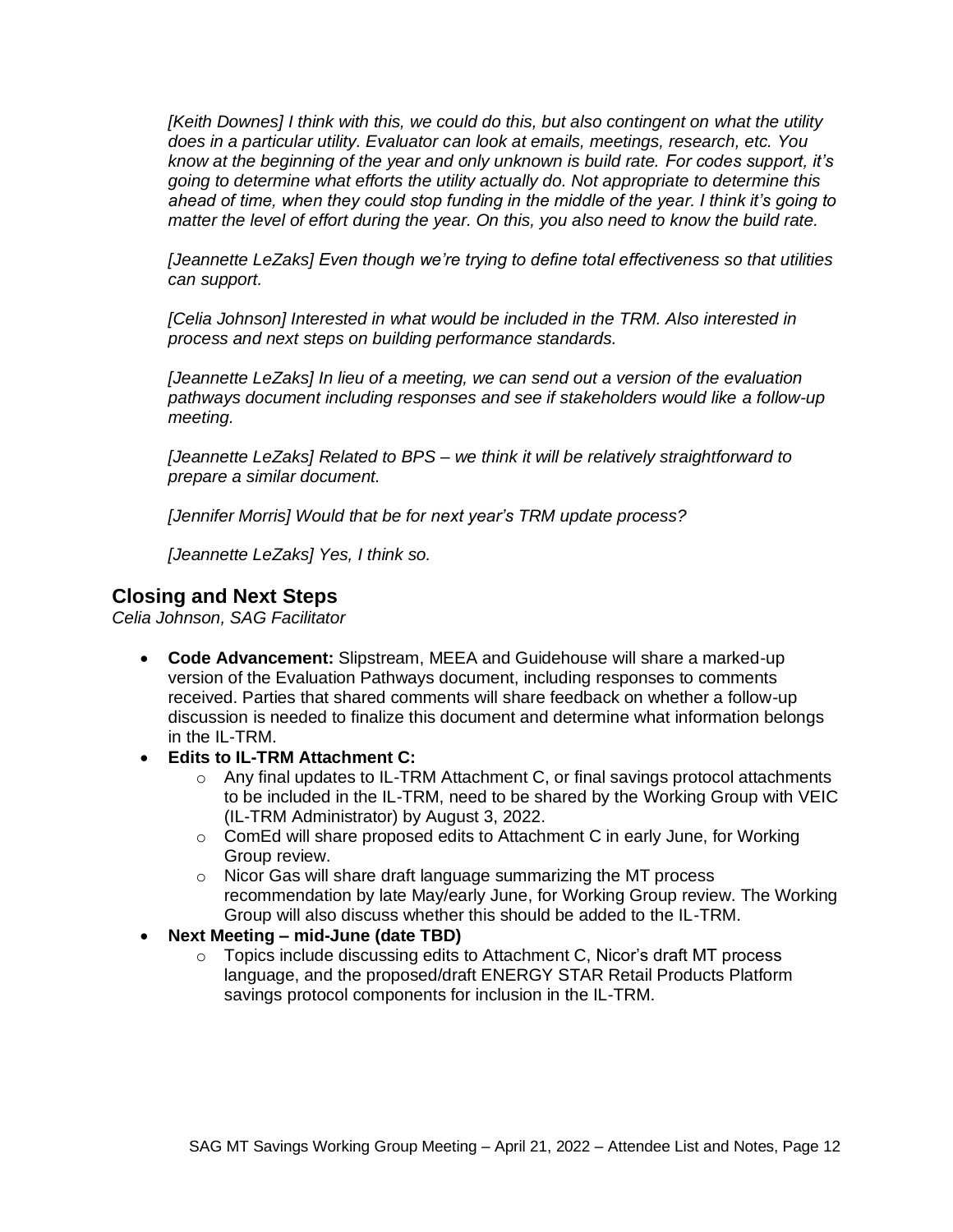*[Keith Downes] I think with this, we could do this, but also contingent on what the utility does in a particular utility. Evaluator can look at emails, meetings, research, etc. You know at the beginning of the year and only unknown is build rate. For codes support, it's going to determine what efforts the utility actually do. Not appropriate to determine this ahead of time, when they could stop funding in the middle of the year. I think it's going to matter the level of effort during the year. On this, you also need to know the build rate.*

*[Jeannette LeZaks] Even though we're trying to define total effectiveness so that utilities can support.*

*[Celia Johnson] Interested in what would be included in the TRM. Also interested in process and next steps on building performance standards.*

*[Jeannette LeZaks] In lieu of a meeting, we can send out a version of the evaluation pathways document including responses and see if stakeholders would like a follow-up meeting.*

*[Jeannette LeZaks] Related to BPS – we think it will be relatively straightforward to prepare a similar document.*

*[Jennifer Morris] Would that be for next year's TRM update process?*

*[Jeannette LeZaks] Yes, I think so.*

## Closing and Next Steps

*Celia Johnson, SAG Facilitator*

- **Code Advancement:** Slipstream, MEEA and Guidehouse will share a marked-up version of the Evaluation Pathways document, including responses to comments received. Parties that shared comments will share feedback on whether a follow-up discussion is needed to finalize this document and determine what information belongs in the IL-TRM.
- **Edits to IL-TRM Attachment C:**
    - Any final updates to IL-TRM Attachment C, or final savings protocol attachments to be included in the IL-TRM, need to be shared by the Working Group with VEIC (IL-TRM Administrator) by August 3, 2022.
    - ComEd will share proposed edits to Attachment C in early June, for Working Group review.
    - Nicor Gas will share draft language summarizing the MT process recommendation by late May/early June, for Working Group review. The Working Group will also discuss whether this should be added to the IL-TRM.
- **Next Meeting – mid-June (date TBD)**
    - Topics include discussing edits to Attachment C, Nicor's draft MT process language, and the proposed/draft ENERGY STAR Retail Products Platform savings protocol components for inclusion in the IL-TRM.